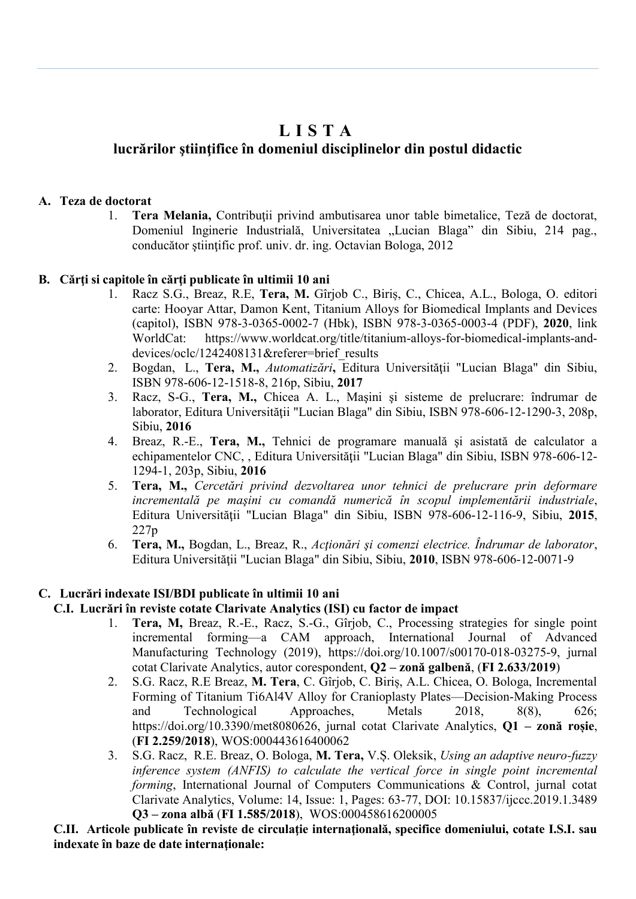# L I S T A
## lucrărilor ştiinţifice în domeniul disciplinelor din postul didactic

### A. Teza de doctorat

1. **Tera Melania,** Contribuţii privind ambutisarea unor table bimetalice, Teză de doctorat, Domeniul Inginerie Industrială, Universitatea „Lucian Blaga" din Sibiu, 214 pag., conducător ştiinţific prof. univ. dr. ing. Octavian Bologa, 2012

### B. Cărţi si capitole în cărţi publicate în ultimii 10 ani

1. Racz S.G., Breaz, R.E, **Tera, M.** Gîrjob C., Biriş, C., Chicea, A.L., Bologa, O. editori carte: Hooyar Attar, Damon Kent, Titanium Alloys for Biomedical Implants and Devices (capitol), ISBN 978-3-0365-0002-7 (Hbk), ISBN 978-3-0365-0003-4 (PDF), **2020**, link WorldCat: https://www.worldcat.org/title/titanium-alloys-for-biomedical-implants-and-devices/oclc/1242408131&referer=brief_results
2. Bogdan, L., **Tera, M.,** *Automatizări***,** Editura Universităţii "Lucian Blaga" din Sibiu, ISBN 978-606-12-1518-8, 216p, Sibiu, **2017**
3. Racz, S-G., **Tera, M.,** Chicea A. L., Maşini şi sisteme de prelucrare: îndrumar de laborator, Editura Universităţii "Lucian Blaga" din Sibiu, ISBN 978-606-12-1290-3, 208p, Sibiu, **2016**
4. Breaz, R.-E., **Tera, M.,** Tehnici de programare manuală şi asistată de calculator a echipamentelor CNC, , Editura Universităţii "Lucian Blaga" din Sibiu, ISBN 978-606-12-1294-1, 203p, Sibiu, **2016**
5. **Tera, M.,** *Cercetări privind dezvoltarea unor tehnici de prelucrare prin deformare incrementală pe maşini cu comandă numerică în scopul implementării industriale*, Editura Universităţii "Lucian Blaga" din Sibiu, ISBN 978-606-12-116-9, Sibiu, **2015**, 227p
6. **Tera, M.,** Bogdan, L., Breaz, R., *Acţionări şi comenzi electrice. Îndrumar de laborator*, Editura Universităţii "Lucian Blaga" din Sibiu, Sibiu, **2010**, ISBN 978-606-12-0071-9

### C. Lucrări indexate ISI/BDI publicate în ultimii 10 ani

#### C.I. Lucrări în reviste cotate Clarivate Analytics (ISI) cu factor de impact

1. **Tera, M,** Breaz, R.-E., Racz, S.-G., Gîrjob, C., Processing strategies for single point incremental forming—a CAM approach, International Journal of Advanced Manufacturing Technology (2019), https://doi.org/10.1007/s00170-018-03275-9, jurnal cotat Clarivate Analytics, autor corespondent, **Q2 – zonă galbenă**, (**FI 2.633/2019**)
2. S.G. Racz, R.E Breaz, **M. Tera**, C. Gîrjob, C. Biriş, A.L. Chicea, O. Bologa, Incremental Forming of Titanium Ti6Al4V Alloy for Cranioplasty Plates—Decision-Making Process and Technological Approaches, Metals 2018, 8(8), 626; https://doi.org/10.3390/met8080626, jurnal cotat Clarivate Analytics, **Q1 – zonă roşie**, (**FI 2.259/2018**), WOS:000443616400062
3. S.G. Racz, R.E. Breaz, O. Bologa, **M. Tera,** V.Ş. Oleksik, *Using an adaptive neuro-fuzzy inference system (ANFIS) to calculate the vertical force in single point incremental forming*, International Journal of Computers Communications & Control, jurnal cotat Clarivate Analytics, Volume: 14, Issue: 1, Pages: 63-77, DOI: 10.15837/ijccc.2019.1.3489 **Q3 – zona albă** (**FI 1.585/2018**), WOS:000458616200005

#### C.II. Articole publicate în reviste de circulaţie internaţională, specifice domeniului, cotate I.S.I. sau indexate în baze de date internaţionale: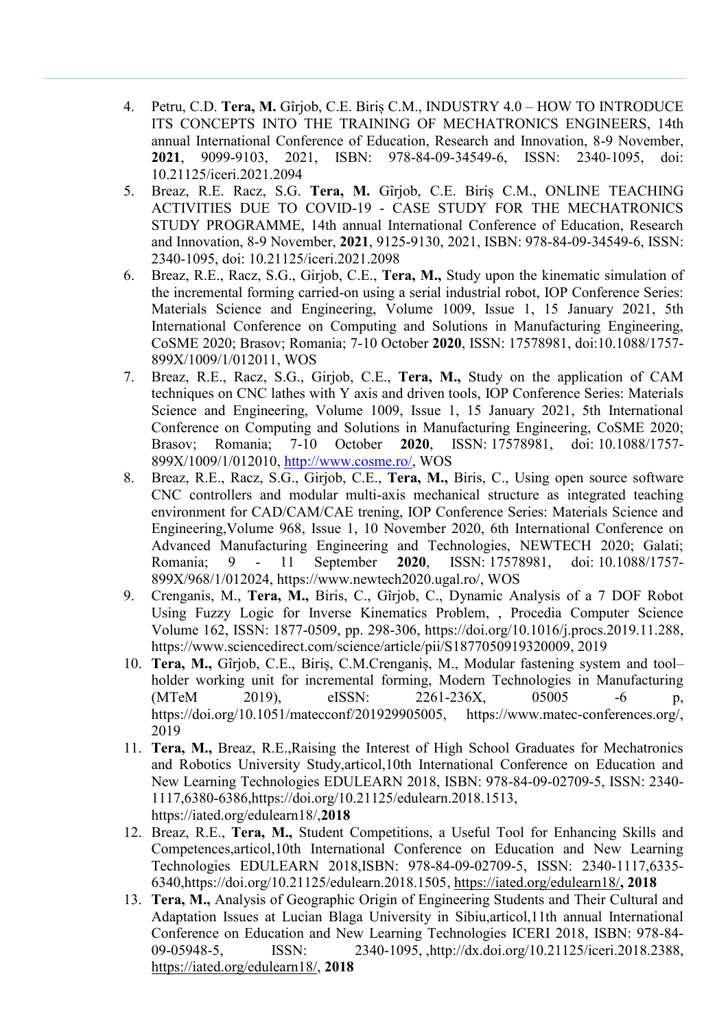4. Petru, C.D. **Tera, M.** Gîrjob, C.E. Biriș C.M., INDUSTRY 4.0 – HOW TO INTRODUCE ITS CONCEPTS INTO THE TRAINING OF MECHATRONICS ENGINEERS, 14th annual International Conference of Education, Research and Innovation, 8-9 November, **2021**, 9099-9103, 2021, ISBN: 978-84-09-34549-6, ISSN: 2340-1095, doi: 10.21125/iceri.2021.2094
5. Breaz, R.E. Racz, S.G. **Tera, M.** Gîrjob, C.E. Biriș C.M., ONLINE TEACHING ACTIVITIES DUE TO COVID-19 - CASE STUDY FOR THE MECHATRONICS STUDY PROGRAMME, 14th annual International Conference of Education, Research and Innovation, 8-9 November, **2021**, 9125-9130, 2021, ISBN: 978-84-09-34549-6, ISSN: 2340-1095, doi: 10.21125/iceri.2021.2098
6. Breaz, R.E., Racz, S.G., Girjob, C.E., **Tera, M.,** Study upon the kinematic simulation of the incremental forming carried-on using a serial industrial robot, IOP Conference Series: Materials Science and Engineering, Volume 1009, Issue 1, 15 January 2021, 5th International Conference on Computing and Solutions in Manufacturing Engineering, CoSME 2020; Brasov; Romania; 7-10 October **2020**, ISSN: 17578981, doi:10.1088/1757-899X/1009/1/012011, WOS
7. Breaz, R.E., Racz, S.G., Girjob, C.E., **Tera, M.,** Study on the application of CAM techniques on CNC lathes with Y axis and driven tools, IOP Conference Series: Materials Science and Engineering, Volume 1009, Issue 1, 15 January 2021, 5th International Conference on Computing and Solutions in Manufacturing Engineering, CoSME 2020; Brasov; Romania; 7-10 October **2020**, ISSN: 17578981, doi: 10.1088/1757-899X/1009/1/012010, http://www.cosme.ro/, WOS
8. Breaz, R.E., Racz, S.G., Girjob, C.E., **Tera, M.,** Biris, C., Using open source software CNC controllers and modular multi-axis mechanical structure as integrated teaching environment for CAD/CAM/CAE trening, IOP Conference Series: Materials Science and Engineering,Volume 968, Issue 1, 10 November 2020, 6th International Conference on Advanced Manufacturing Engineering and Technologies, NEWTECH 2020; Galati; Romania; 9 - 11 September **2020**, ISSN: 17578981, doi: 10.1088/1757-899X/968/1/012024, https://www.newtech2020.ugal.ro/, WOS
9. Crenganis, M., **Tera, M.,** Biris, C., Gîrjob, C., Dynamic Analysis of a 7 DOF Robot Using Fuzzy Logic for Inverse Kinematics Problem, , Procedia Computer Science Volume 162, ISSN: 1877-0509, pp. 298-306, https://doi.org/10.1016/j.procs.2019.11.288, https://www.sciencedirect.com/science/article/pii/S1877050919320009, 2019
10. **Tera, M.,** Gîrjob, C.E., Biriș, C.M.Crenganiș, M., Modular fastening system and tool–holder working unit for incremental forming, Modern Technologies in Manufacturing (MTeM 2019), eISSN: 2261-236X, 05005 -6 p, https://doi.org/10.1051/matecconf/201929905005, https://www.matec-conferences.org/, 2019
11. **Tera, M.,** Breaz, R.E.,Raising the Interest of High School Graduates for Mechatronics and Robotics University Study,articol,10th International Conference on Education and New Learning Technologies EDULEARN 2018, ISBN: 978-84-09-02709-5, ISSN: 2340-1117,6380-6386,https://doi.org/10.21125/edulearn.2018.1513, https://iated.org/edulearn18/,**2018**
12. Breaz, R.E., **Tera, M.,** Student Competitions, a Useful Tool for Enhancing Skills and Competences,articol,10th International Conference on Education and New Learning Technologies EDULEARN 2018,ISBN: 978-84-09-02709-5, ISSN: 2340-1117,6335-6340,https://doi.org/10.21125/edulearn.2018.1505, https://iated.org/edulearn18/**, 2018**
13. **Tera, M.,** Analysis of Geographic Origin of Engineering Students and Their Cultural and Adaptation Issues at Lucian Blaga University in Sibiu,articol,11th annual International Conference on Education and New Learning Technologies ICERI 2018, ISBN: 978-84-09-05948-5, ISSN: 2340-1095, ,http://dx.doi.org/10.21125/iceri.2018.2388, https://iated.org/edulearn18/, **2018**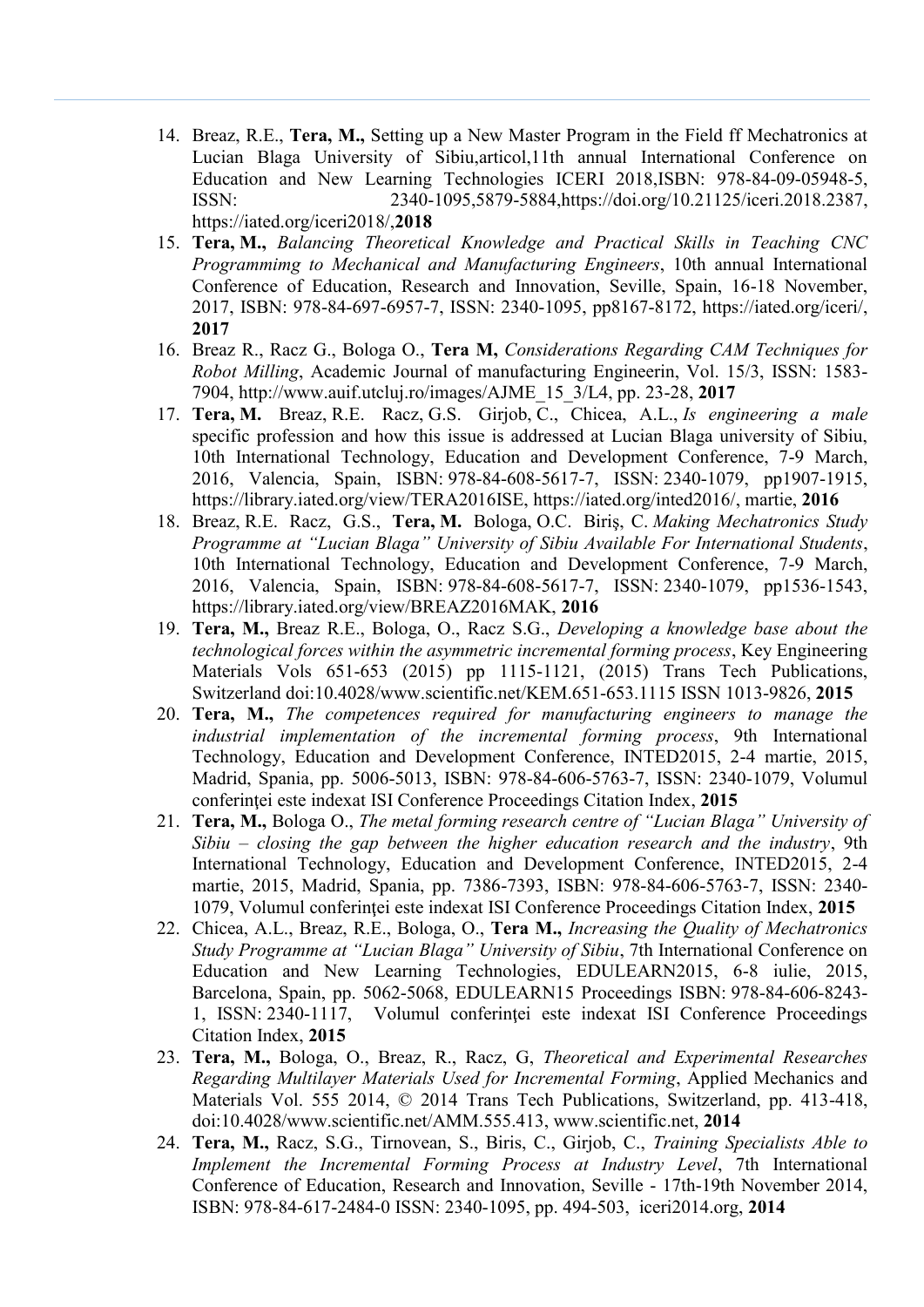14. Breaz, R.E., **Tera, M.,** Setting up a New Master Program in the Field ff Mechatronics at Lucian Blaga University of Sibiu,articol,11th annual International Conference on Education and New Learning Technologies ICERI 2018,ISBN: 978-84-09-05948-5, ISSN: 2340-1095,5879-5884,https://doi.org/10.21125/iceri.2018.2387, https://iated.org/iceri2018/,**2018**
15. **Tera, M.,** *Balancing Theoretical Knowledge and Practical Skills in Teaching CNC Programmimg to Mechanical and Manufacturing Engineers*, 10th annual International Conference of Education, Research and Innovation, Seville, Spain, 16-18 November, 2017, ISBN: 978-84-697-6957-7, ISSN: 2340-1095, pp8167-8172, https://iated.org/iceri/, **2017**
16. Breaz R., Racz G., Bologa O., **Tera M,** *Considerations Regarding CAM Techniques for Robot Milling*, Academic Journal of manufacturing Engineerin, Vol. 15/3, ISSN: 1583-7904, http://www.auif.utcluj.ro/images/AJME_15_3/L4, pp. 23-28, **2017**
17. **Tera, M.** Breaz, R.E. Racz, G.S. Girjob, C., Chicea, A.L., *Is engineering a male* specific profession and how this issue is addressed at Lucian Blaga university of Sibiu, 10th International Technology, Education and Development Conference, 7-9 March, 2016, Valencia, Spain, ISBN: 978-84-608-5617-7, ISSN: 2340-1079, pp1907-1915, https://library.iated.org/view/TERA2016ISE, https://iated.org/inted2016/, martie, **2016**
18. Breaz, R.E. Racz, G.S., **Tera, M.** Bologa, O.C. Biriş, C. *Making Mechatronics Study Programme at "Lucian Blaga" University of Sibiu Available For International Students*, 10th International Technology, Education and Development Conference, 7-9 March, 2016, Valencia, Spain, ISBN: 978-84-608-5617-7, ISSN: 2340-1079, pp1536-1543, https://library.iated.org/view/BREAZ2016MAK, **2016**
19. **Tera, M.,** Breaz R.E., Bologa, O., Racz S.G., *Developing a knowledge base about the technological forces within the asymmetric incremental forming process*, Key Engineering Materials Vols 651-653 (2015) pp 1115-1121, (2015) Trans Tech Publications, Switzerland doi:10.4028/www.scientific.net/KEM.651-653.1115 ISSN 1013-9826, **2015**
20. **Tera, M.,** *The competences required for manufacturing engineers to manage the industrial implementation of the incremental forming process*, 9th International Technology, Education and Development Conference, INTED2015, 2-4 martie, 2015, Madrid, Spania, pp. 5006-5013, ISBN: 978-84-606-5763-7, ISSN: 2340-1079, Volumul conferinţei este indexat ISI Conference Proceedings Citation Index, **2015**
21. **Tera, M.,** Bologa O., *The metal forming research centre of "Lucian Blaga" University of Sibiu – closing the gap between the higher education research and the industry*, 9th International Technology, Education and Development Conference, INTED2015, 2-4 martie, 2015, Madrid, Spania, pp. 7386-7393, ISBN: 978-84-606-5763-7, ISSN: 2340-1079, Volumul conferinţei este indexat ISI Conference Proceedings Citation Index, **2015**
22. Chicea, A.L., Breaz, R.E., Bologa, O., **Tera M.,** *Increasing the Quality of Mechatronics Study Programme at "Lucian Blaga" University of Sibiu*, 7th International Conference on Education and New Learning Technologies, EDULEARN2015, 6-8 iulie, 2015, Barcelona, Spain, pp. 5062-5068, EDULEARN15 Proceedings ISBN: 978-84-606-8243-1, ISSN: 2340-1117, Volumul conferinţei este indexat ISI Conference Proceedings Citation Index, **2015**
23. **Tera, M.,** Bologa, O., Breaz, R., Racz, G, *Theoretical and Experimental Researches Regarding Multilayer Materials Used for Incremental Forming*, Applied Mechanics and Materials Vol. 555 2014, © 2014 Trans Tech Publications, Switzerland, pp. 413-418, doi:10.4028/www.scientific.net/AMM.555.413, www.scientific.net, **2014**
24. **Tera, M.,** Racz, S.G., Tirnovean, S., Biris, C., Girjob, C., *Training Specialists Able to Implement the Incremental Forming Process at Industry Level*, 7th International Conference of Education, Research and Innovation, Seville - 17th-19th November 2014, ISBN: 978-84-617-2484-0 ISSN: 2340-1095, pp. 494-503, iceri2014.org, **2014**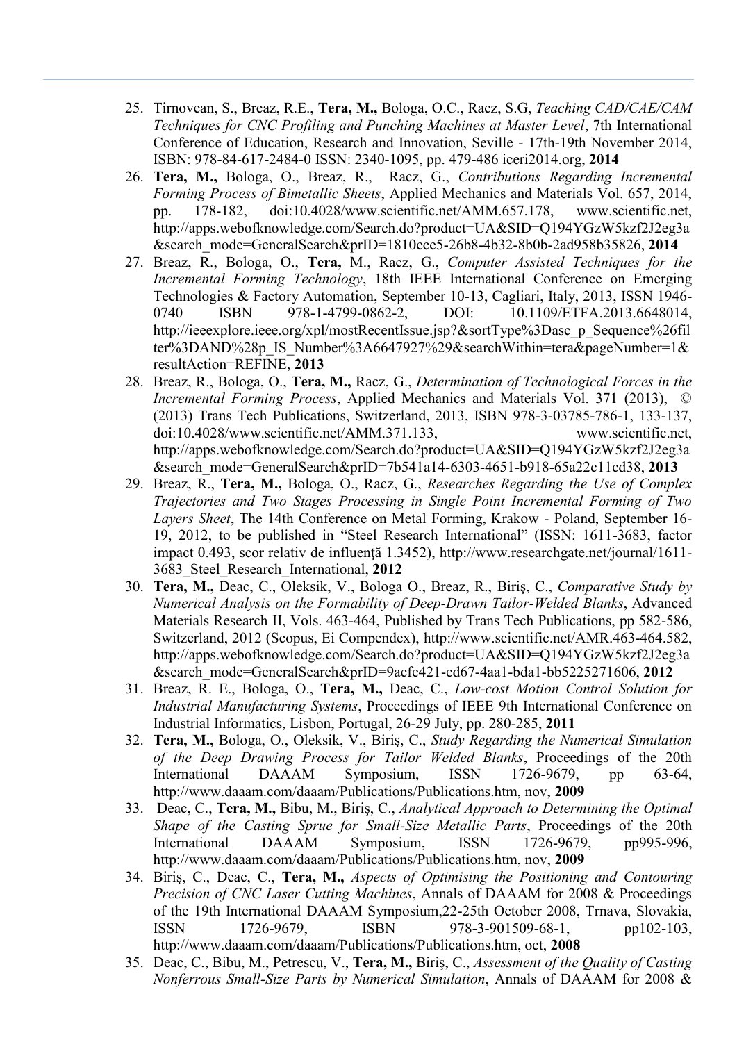25. Tirnovean, S., Breaz, R.E., **Tera, M.,** Bologa, O.C., Racz, S.G, *Teaching CAD/CAE/CAM Techniques for CNC Profiling and Punching Machines at Master Level*, 7th International Conference of Education, Research and Innovation, Seville - 17th-19th November 2014, ISBN: 978-84-617-2484-0 ISSN: 2340-1095, pp. 479-486 iceri2014.org, **2014**
26. **Tera, M.,** Bologa, O., Breaz, R., Racz, G., *Contributions Regarding Incremental Forming Process of Bimetallic Sheets*, Applied Mechanics and Materials Vol. 657, 2014, pp. 178-182, doi:10.4028/www.scientific.net/AMM.657.178, www.scientific.net, http://apps.webofknowledge.com/Search.do?product=UA&SID=Q194YGzW5kzf2J2eg3a&search_mode=GeneralSearch&prID=1810ece5-26b8-4b32-8b0b-2ad958b35826, **2014**
27. Breaz, R., Bologa, O., **Tera,** M., Racz, G., *Computer Assisted Techniques for the Incremental Forming Technology*, 18th IEEE International Conference on Emerging Technologies & Factory Automation, September 10-13, Cagliari, Italy, 2013, ISSN 1946-0740 ISBN 978-1-4799-0862-2, DOI: 10.1109/ETFA.2013.6648014, http://ieeexplore.ieee.org/xpl/mostRecentIssue.jsp?&sortType%3Dasc_p_Sequence%26filter%3DAND%28p_IS_Number%3A6647927%29&searchWithin=tera&pageNumber=1&resultAction=REFINE, **2013**
28. Breaz, R., Bologa, O., **Tera, M.,** Racz, G., *Determination of Technological Forces in the Incremental Forming Process*, Applied Mechanics and Materials Vol. 371 (2013), © (2013) Trans Tech Publications, Switzerland, 2013, ISBN 978-3-03785-786-1, 133-137, doi:10.4028/www.scientific.net/AMM.371.133, www.scientific.net, http://apps.webofknowledge.com/Search.do?product=UA&SID=Q194YGzW5kzf2J2eg3a&search_mode=GeneralSearch&prID=7b541a14-6303-4651-b918-65a22c11cd38, **2013**
29. Breaz, R., **Tera, M.,** Bologa, O., Racz, G., *Researches Regarding the Use of Complex Trajectories and Two Stages Processing in Single Point Incremental Forming of Two Layers Sheet*, The 14th Conference on Metal Forming, Krakow - Poland, September 16-19, 2012, to be published in "Steel Research International" (ISSN: 1611-3683, factor impact 0.493, scor relativ de influenţă 1.3452), http://www.researchgate.net/journal/1611-3683_Steel_Research_International, **2012**
30. **Tera, M.,** Deac, C., Oleksik, V., Bologa O., Breaz, R., Biriş, C., *Comparative Study by Numerical Analysis on the Formability of Deep-Drawn Tailor-Welded Blanks*, Advanced Materials Research II, Vols. 463-464, Published by Trans Tech Publications, pp 582-586, Switzerland, 2012 (Scopus, Ei Compendex), http://www.scientific.net/AMR.463-464.582, http://apps.webofknowledge.com/Search.do?product=UA&SID=Q194YGzW5kzf2J2eg3a&search_mode=GeneralSearch&prID=9acfe421-ed67-4aa1-bda1-bb5225271606, **2012**
31. Breaz, R. E., Bologa, O., **Tera, M.,** Deac, C., *Low-cost Motion Control Solution for Industrial Manufacturing Systems*, Proceedings of IEEE 9th International Conference on Industrial Informatics, Lisbon, Portugal, 26-29 July, pp. 280-285, **2011**
32. **Tera, M.,** Bologa, O., Oleksik, V., Biriş, C., *Study Regarding the Numerical Simulation of the Deep Drawing Process for Tailor Welded Blanks*, Proceedings of the 20th International DAAAM Symposium, ISSN 1726-9679, pp 63-64, http://www.daaam.com/daaam/Publications/Publications.htm, nov, **2009**
33. Deac, C., **Tera, M.,** Bibu, M., Biriş, C., *Analytical Approach to Determining the Optimal Shape of the Casting Sprue for Small-Size Metallic Parts*, Proceedings of the 20th International DAAAM Symposium, ISSN 1726-9679, pp995-996, http://www.daaam.com/daaam/Publications/Publications.htm, nov, **2009**
34. Biriş, C., Deac, C., **Tera, M.,** *Aspects of Optimising the Positioning and Contouring Precision of CNC Laser Cutting Machines*, Annals of DAAAM for 2008 & Proceedings of the 19th International DAAAM Symposium,22-25th October 2008, Trnava, Slovakia, ISSN 1726-9679, ISBN 978-3-901509-68-1, pp102-103, http://www.daaam.com/daaam/Publications/Publications.htm, oct, **2008**
35. Deac, C., Bibu, M., Petrescu, V., **Tera, M.,** Biriş, C., *Assessment of the Quality of Casting Nonferrous Small-Size Parts by Numerical Simulation*, Annals of DAAAM for 2008 &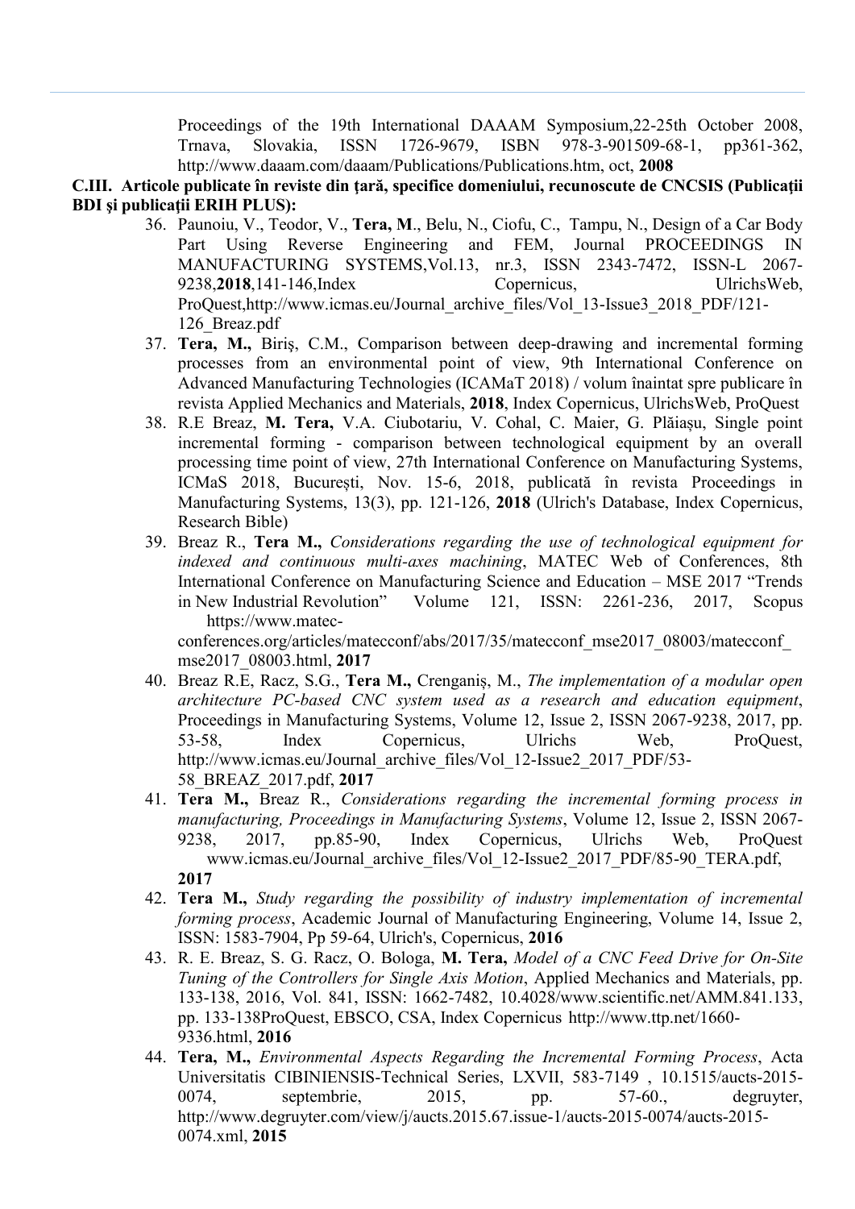Proceedings of the 19th International DAAAM Symposium,22-25th October 2008, Trnava, Slovakia, ISSN 1726-9679, ISBN 978-3-901509-68-1, pp361-362, http://www.daaam.com/daaam/Publications/Publications.htm, oct, **2008**

**C.III. Articole publicate în reviste din ţară, specifice domeniului, recunoscute de CNCSIS (Publicaţii BDI şi publicaţii ERIH PLUS):**

36. Paunoiu, V., Teodor, V., **Tera, M**., Belu, N., Ciofu, C., Tampu, N., Design of a Car Body Part Using Reverse Engineering and FEM, Journal PROCEEDINGS IN MANUFACTURING SYSTEMS,Vol.13, nr.3, ISSN 2343-7472, ISSN-L 2067-9238,**2018**,141-146,Index Copernicus, UlrichsWeb, ProQuest,http://www.icmas.eu/Journal_archive_files/Vol_13-Issue3_2018_PDF/121-126_Breaz.pdf
37. **Tera, M.,** Biriş, C.M., Comparison between deep-drawing and incremental forming processes from an environmental point of view, 9th International Conference on Advanced Manufacturing Technologies (ICAMaT 2018) / volum înaintat spre publicare în revista Applied Mechanics and Materials, **2018**, Index Copernicus, UlrichsWeb, ProQuest
38. R.E Breaz, **M. Tera,** V.A. Ciubotariu, V. Cohal, C. Maier, G. Plăiașu, Single point incremental forming - comparison between technological equipment by an overall processing time point of view, 27th International Conference on Manufacturing Systems, ICMaS 2018, București, Nov. 15-6, 2018, publicată în revista Proceedings in Manufacturing Systems, 13(3), pp. 121-126, **2018** (Ulrich's Database, Index Copernicus, Research Bible)
39. Breaz R., **Tera M.,** *Considerations regarding the use of technological equipment for indexed and continuous multi-axes machining*, MATEC Web of Conferences, 8th International Conference on Manufacturing Science and Education – MSE 2017 "Trends in New Industrial Revolution" Volume 121, ISSN: 2261-236, 2017, Scopus https://www.matec-conferences.org/articles/matecconf/abs/2017/35/matecconf_mse2017_08003/matecconf_mse2017_08003.html, **2017**
40. Breaz R.E, Racz, S.G., **Tera M.,** Crenganiş, M., *The implementation of a modular open architecture PC-based CNC system used as a research and education equipment*, Proceedings in Manufacturing Systems, Volume 12, Issue 2, ISSN 2067-9238, 2017, pp. 53-58, Index Copernicus, Ulrichs Web, ProQuest, http://www.icmas.eu/Journal_archive_files/Vol_12-Issue2_2017_PDF/53-58_BREAZ_2017.pdf, **2017**
41. **Tera M.,** Breaz R., *Considerations regarding the incremental forming process in manufacturing, Proceedings in Manufacturing Systems*, Volume 12, Issue 2, ISSN 2067-9238, 2017, pp.85-90, Index Copernicus, Ulrichs Web, ProQuest www.icmas.eu/Journal_archive_files/Vol_12-Issue2_2017_PDF/85-90_TERA.pdf, **2017**
42. **Tera M.,** *Study regarding the possibility of industry implementation of incremental forming process*, Academic Journal of Manufacturing Engineering, Volume 14, Issue 2, ISSN: 1583-7904, Pp 59-64, Ulrich's, Copernicus, **2016**
43. R. E. Breaz, S. G. Racz, O. Bologa, **M. Tera,** *Model of a CNC Feed Drive for On-Site Tuning of the Controllers for Single Axis Motion*, Applied Mechanics and Materials, pp. 133-138, 2016, Vol. 841, ISSN: 1662-7482, 10.4028/www.scientific.net/AMM.841.133, pp. 133-138ProQuest, EBSCO, CSA, Index Copernicus http://www.ttp.net/1660-9336.html, **2016**
44. **Tera, M.,** *Environmental Aspects Regarding the Incremental Forming Process*, Acta Universitatis CIBINIENSIS-Technical Series, LXVII, 583-7149 , 10.1515/aucts-2015-0074, septembrie, 2015, pp. 57-60., degruyter, http://www.degruyter.com/view/j/aucts.2015.67.issue-1/aucts-2015-0074/aucts-2015-0074.xml, **2015**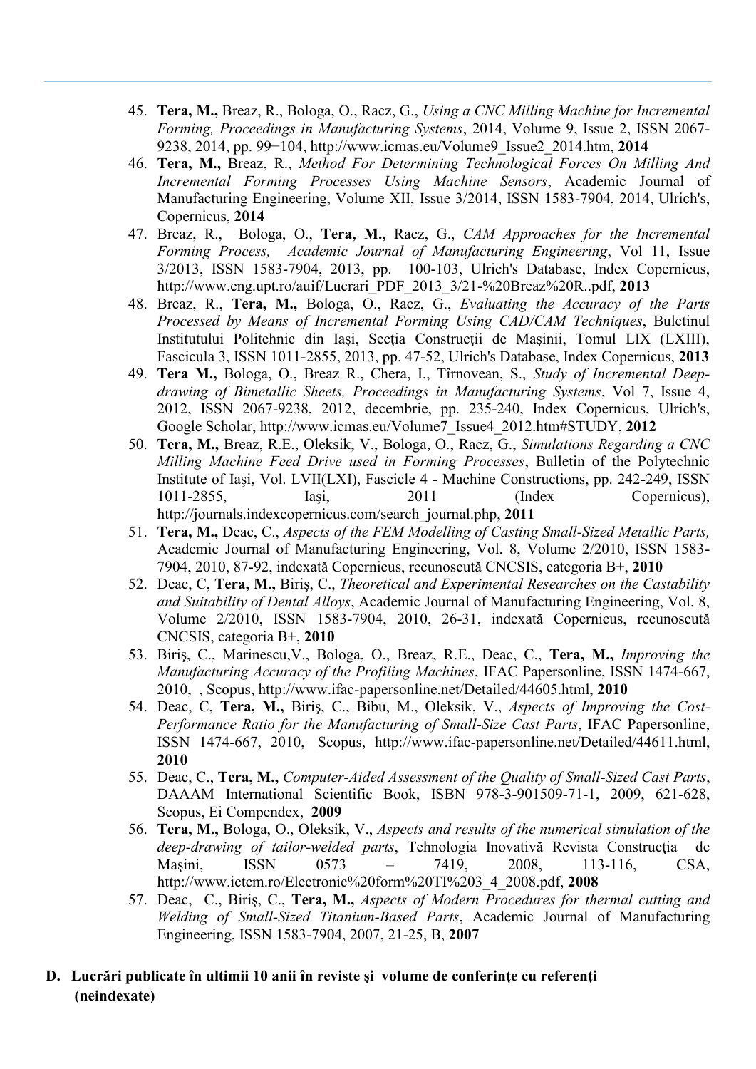45. **Tera, M.,** Breaz, R., Bologa, O., Racz, G., *Using a CNC Milling Machine for Incremental Forming, Proceedings in Manufacturing Systems*, 2014, Volume 9, Issue 2, ISSN 2067-9238, 2014, pp. 99−104, http://www.icmas.eu/Volume9_Issue2_2014.htm, **2014**
46. **Tera, M.,** Breaz, R., *Method For Determining Technological Forces On Milling And Incremental Forming Processes Using Machine Sensors*, Academic Journal of Manufacturing Engineering, Volume XII, Issue 3/2014, ISSN 1583-7904, 2014, Ulrich's, Copernicus, **2014**
47. Breaz, R., Bologa, O., **Tera, M.,** Racz, G., *CAM Approaches for the Incremental Forming Process, Academic Journal of Manufacturing Engineering*, Vol 11, Issue 3/2013, ISSN 1583-7904, 2013, pp. 100-103, Ulrich's Database, Index Copernicus, http://www.eng.upt.ro/auif/Lucrari_PDF_2013_3/21-%20Breaz%20R..pdf, **2013**
48. Breaz, R., **Tera, M.,** Bologa, O., Racz, G., *Evaluating the Accuracy of the Parts Processed by Means of Incremental Forming Using CAD/CAM Techniques*, Buletinul Institutului Politehnic din Iaşi, Secţia Construcţii de Maşinii, Tomul LIX (LXIII), Fascicula 3, ISSN 1011-2855, 2013, pp. 47-52, Ulrich's Database, Index Copernicus, **2013**
49. **Tera M.,** Bologa, O., Breaz R., Chera, I., Tîrnovean, S., *Study of Incremental Deep-drawing of Bimetallic Sheets, Proceedings in Manufacturing Systems*, Vol 7, Issue 4, 2012, ISSN 2067-9238, 2012, decembrie, pp. 235-240, Index Copernicus, Ulrich's, Google Scholar, http://www.icmas.eu/Volume7_Issue4_2012.htm#STUDY, **2012**
50. **Tera, M.,** Breaz, R.E., Oleksik, V., Bologa, O., Racz, G., *Simulations Regarding a CNC Milling Machine Feed Drive used in Forming Processes*, Bulletin of the Polytechnic Institute of Iaşi, Vol. LVII(LXI), Fascicle 4 - Machine Constructions, pp. 242-249, ISSN 1011-2855, Iaşi, 2011 (Index Copernicus), http://journals.indexcopernicus.com/search_journal.php, **2011**
51. **Tera, M.,** Deac, C., *Aspects of the FEM Modelling of Casting Small-Sized Metallic Parts,* Academic Journal of Manufacturing Engineering, Vol. 8, Volume 2/2010, ISSN 1583-7904, 2010, 87-92, indexată Copernicus, recunoscută CNCSIS, categoria B+, **2010**
52. Deac, C, **Tera, M.,** Biriş, C., *Theoretical and Experimental Researches on the Castability and Suitability of Dental Alloys*, Academic Journal of Manufacturing Engineering, Vol. 8, Volume 2/2010, ISSN 1583-7904, 2010, 26-31, indexată Copernicus, recunoscută CNCSIS, categoria B+, **2010**
53. Biriş, C., Marinescu,V., Bologa, O., Breaz, R.E., Deac, C., **Tera, M.,** *Improving the Manufacturing Accuracy of the Profiling Machines*, IFAC Papersonline, ISSN 1474-667, 2010, , Scopus, http://www.ifac-papersonline.net/Detailed/44605.html, **2010**
54. Deac, C, **Tera, M.,** Biriş, C., Bibu, M., Oleksik, V., *Aspects of Improving the Cost-Performance Ratio for the Manufacturing of Small-Size Cast Parts*, IFAC Papersonline, ISSN 1474-667, 2010, Scopus, http://www.ifac-papersonline.net/Detailed/44611.html, **2010**
55. Deac, C., **Tera, M.,** *Computer-Aided Assessment of the Quality of Small-Sized Cast Parts*, DAAAM International Scientific Book, ISBN 978-3-901509-71-1, 2009, 621-628, Scopus, Ei Compendex, **2009**
56. **Tera, M.,** Bologa, O., Oleksik, V., *Aspects and results of the numerical simulation of the deep-drawing of tailor-welded parts*, Tehnologia Inovativă Revista Construcţia de Maşini, ISSN 0573 – 7419, 2008, 113-116, CSA, http://www.ictcm.ro/Electronic%20form%20TI%203_4_2008.pdf, **2008**
57. Deac, C., Biriş, C., **Tera, M.,** *Aspects of Modern Procedures for thermal cutting and Welding of Small-Sized Titanium-Based Parts*, Academic Journal of Manufacturing Engineering, ISSN 1583-7904, 2007, 21-25, B, **2007**

**D. Lucrări publicate în ultimii 10 anii în reviste şi volume de conferinţe cu referenţi (neindexate)**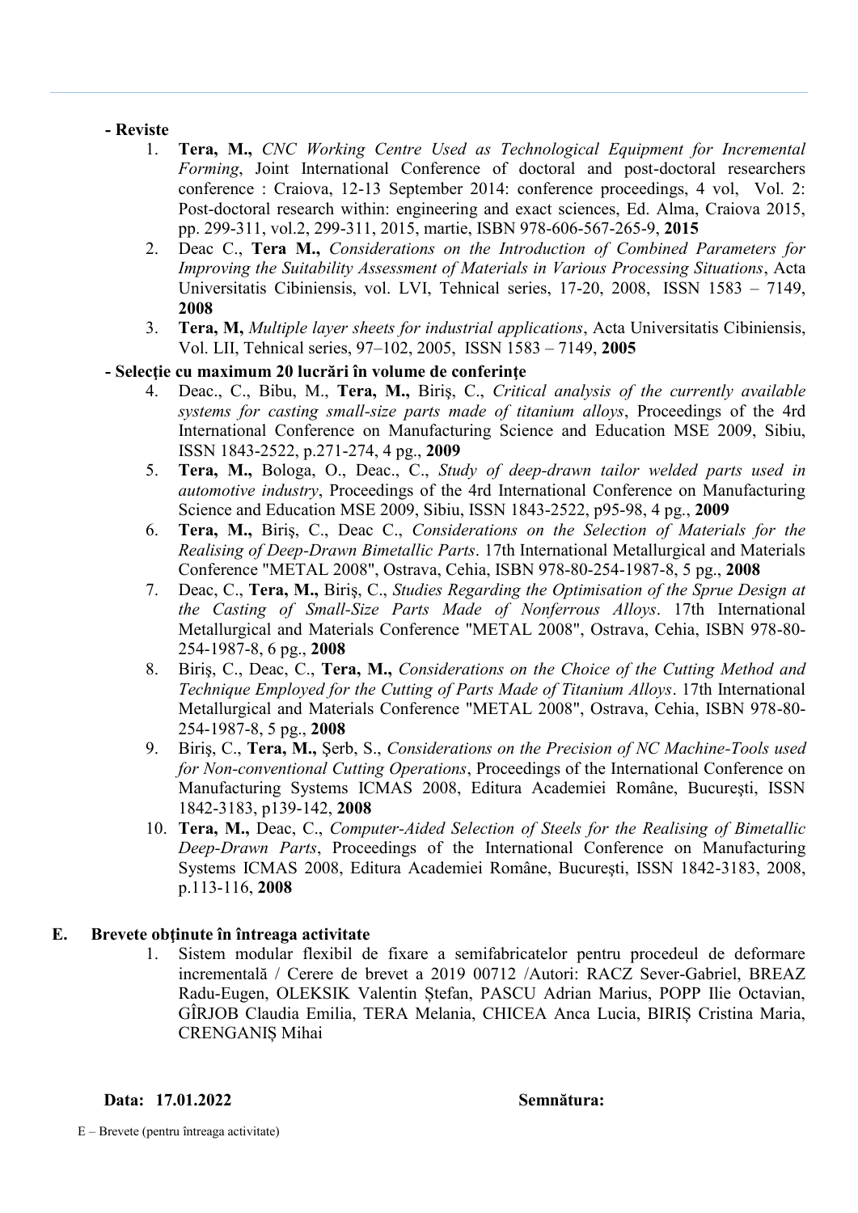**- Reviste**

1. **Tera, M.,** *CNC Working Centre Used as Technological Equipment for Incremental Forming*, Joint International Conference of doctoral and post-doctoral researchers conference : Craiova, 12-13 September 2014: conference proceedings, 4 vol, Vol. 2: Post-doctoral research within: engineering and exact sciences, Ed. Alma, Craiova 2015, pp. 299-311, vol.2, 299-311, 2015, martie, ISBN 978-606-567-265-9, **2015**
2. Deac C., **Tera M.,** *Considerations on the Introduction of Combined Parameters for Improving the Suitability Assessment of Materials in Various Processing Situations*, Acta Universitatis Cibiniensis, vol. LVI, Tehnical series, 17-20, 2008, ISSN 1583 – 7149, **2008**
3. **Tera, M,** *Multiple layer sheets for industrial applications*, Acta Universitatis Cibiniensis, Vol. LII, Tehnical series, 97–102, 2005, ISSN 1583 – 7149, **2005**

**- Selecţie cu maximum 20 lucrări în volume de conferinţe**

4. Deac., C., Bibu, M., **Tera, M.,** Biriş, C., *Critical analysis of the currently available systems for casting small-size parts made of titanium alloys*, Proceedings of the 4rd International Conference on Manufacturing Science and Education MSE 2009, Sibiu, ISSN 1843-2522, p.271-274, 4 pg., **2009**
5. **Tera, M.,** Bologa, O., Deac., C., *Study of deep-drawn tailor welded parts used in automotive industry*, Proceedings of the 4rd International Conference on Manufacturing Science and Education MSE 2009, Sibiu, ISSN 1843-2522, p95-98, 4 pg., **2009**
6. **Tera, M.,** Biriş, C., Deac C., *Considerations on the Selection of Materials for the Realising of Deep-Drawn Bimetallic Parts*. 17th International Metallurgical and Materials Conference "METAL 2008", Ostrava, Cehia, ISBN 978-80-254-1987-8, 5 pg., **2008**
7. Deac, C., **Tera, M.,** Biriş, C., *Studies Regarding the Optimisation of the Sprue Design at the Casting of Small-Size Parts Made of Nonferrous Alloys*. 17th International Metallurgical and Materials Conference "METAL 2008", Ostrava, Cehia, ISBN 978-80-254-1987-8, 6 pg., **2008**
8. Biriş, C., Deac, C., **Tera, M.,** *Considerations on the Choice of the Cutting Method and Technique Employed for the Cutting of Parts Made of Titanium Alloys*. 17th International Metallurgical and Materials Conference "METAL 2008", Ostrava, Cehia, ISBN 978-80-254-1987-8, 5 pg., **2008**
9. Biriş, C., **Tera, M.,** Şerb, S., *Considerations on the Precision of NC Machine-Tools used for Non-conventional Cutting Operations*, Proceedings of the International Conference on Manufacturing Systems ICMAS 2008, Editura Academiei Române, Bucureşti, ISSN 1842-3183, p139-142, **2008**
10. **Tera, M.,** Deac, C., *Computer-Aided Selection of Steels for the Realising of Bimetallic Deep-Drawn Parts*, Proceedings of the International Conference on Manufacturing Systems ICMAS 2008, Editura Academiei Române, Bucureşti, ISSN 1842-3183, 2008, p.113-116, **2008**

## E. Brevete obţinute în întreaga activitate

1. Sistem modular flexibil de fixare a semifabricatelor pentru procedeul de deformare incrementală / Cerere de brevet a 2019 00712 /Autori: RACZ Sever-Gabriel, BREAZ Radu-Eugen, OLEKSIK Valentin Ștefan, PASCU Adrian Marius, POPP Ilie Octavian, GÎRJOB Claudia Emilia, TERA Melania, CHICEA Anca Lucia, BIRIȘ Cristina Maria, CRENGANIȘ Mihai

**Data: 17.01.2022** **Semnătura:**

E – Brevete (pentru întreaga activitate)